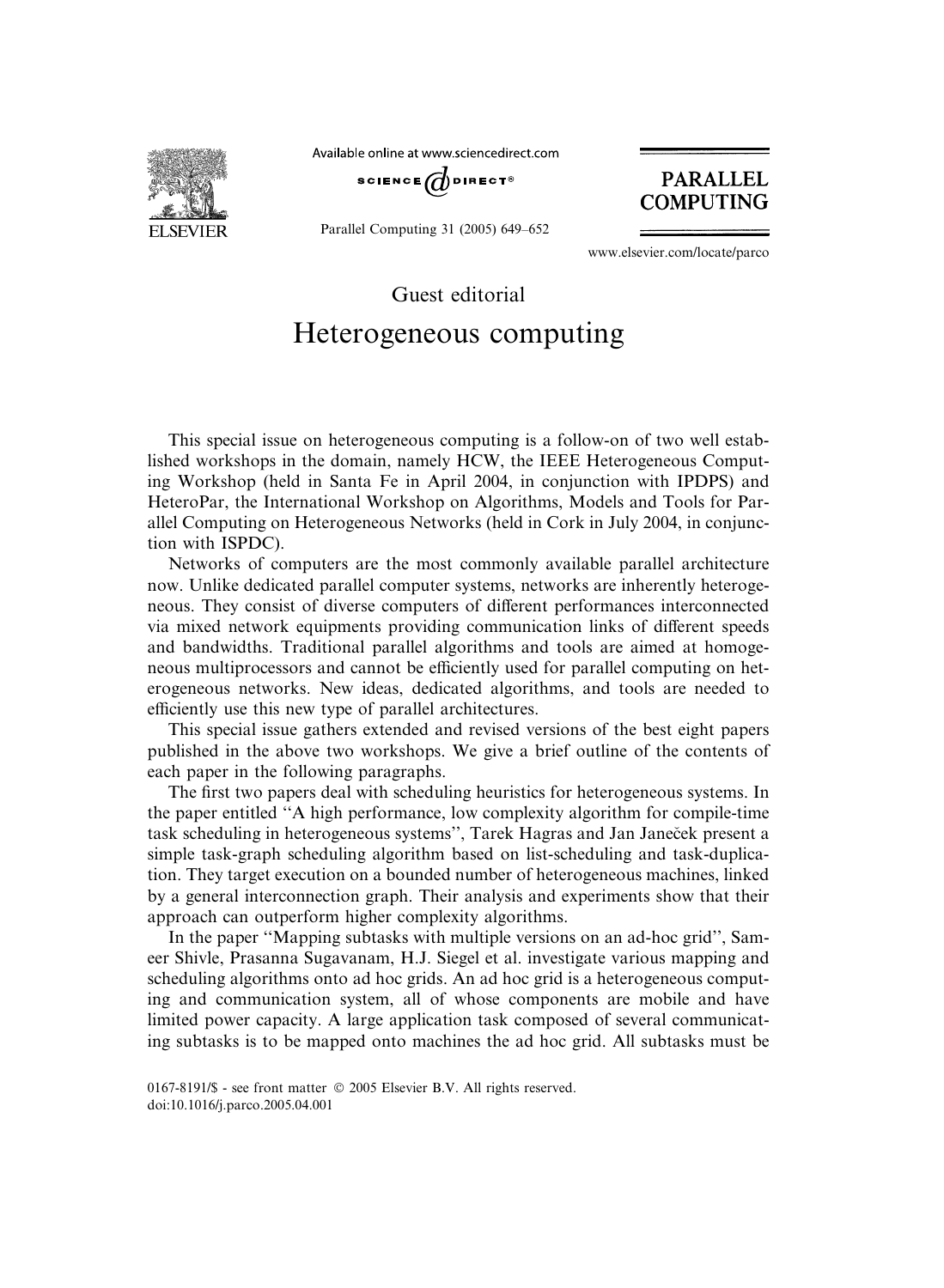Guest editorial

# Heterogeneous computing

This special issue on heterogeneous computing is a follow-on of two well established workshops in the domain, namely HCW, the IEEE Heterogeneous Computing Workshop (held in Santa Fe in April 2004, in conjunction with IPDPS) and HeteroPar, the International Workshop on Algorithms, Models and Tools for Parallel Computing on Heterogeneous Networks (held in Cork in July 2004, in conjunction with ISPDC).

Networks of computers are the most commonly available parallel architecture now. Unlike dedicated parallel computer systems, networks are inherently heterogeneous. They consist of diverse computers of different performances interconnected via mixed network equipments providing communication links of different speeds and bandwidths. Traditional parallel algorithms and tools are aimed at homogeneous multiprocessors and cannot be efficiently used for parallel computing on heterogeneous networks. New ideas, dedicated algorithms, and tools are needed to efficiently use this new type of parallel architectures.

This special issue gathers extended and revised versions of the best eight papers published in the above two workshops. We give a brief outline of the contents of each paper in the following paragraphs.

The first two papers deal with scheduling heuristics for heterogeneous systems. In the paper entitled "A high performance, low complexity algorithm for compile-time task scheduling in heterogeneous systems", Tarek Hagras and Jan Janeček present a simple task-graph scheduling algorithm based on list-scheduling and task-duplication. They target execution on a bounded number of heterogeneous machines, linked by a general interconnection graph. Their analysis and experiments show that their approach can outperform higher complexity algorithms.

In the paper "Mapping subtasks with multiple versions on an ad-hoc grid", Sameer Shivle, Prasanna Sugavanam, H.J. Siegel et al. investigate various mapping and scheduling algorithms onto ad hoc grids. An ad hoc grid is a heterogeneous computing and communication system, all of whose components are mobile and have limited power capacity. A large application task composed of several communicating subtasks is to be mapped onto machines the ad hoc grid. All subtasks must be

0167-8191/$ - see front matter © 2005 Elsevier B.V. All rights reserved.
doi:10.1016/j.parco.2005.04.001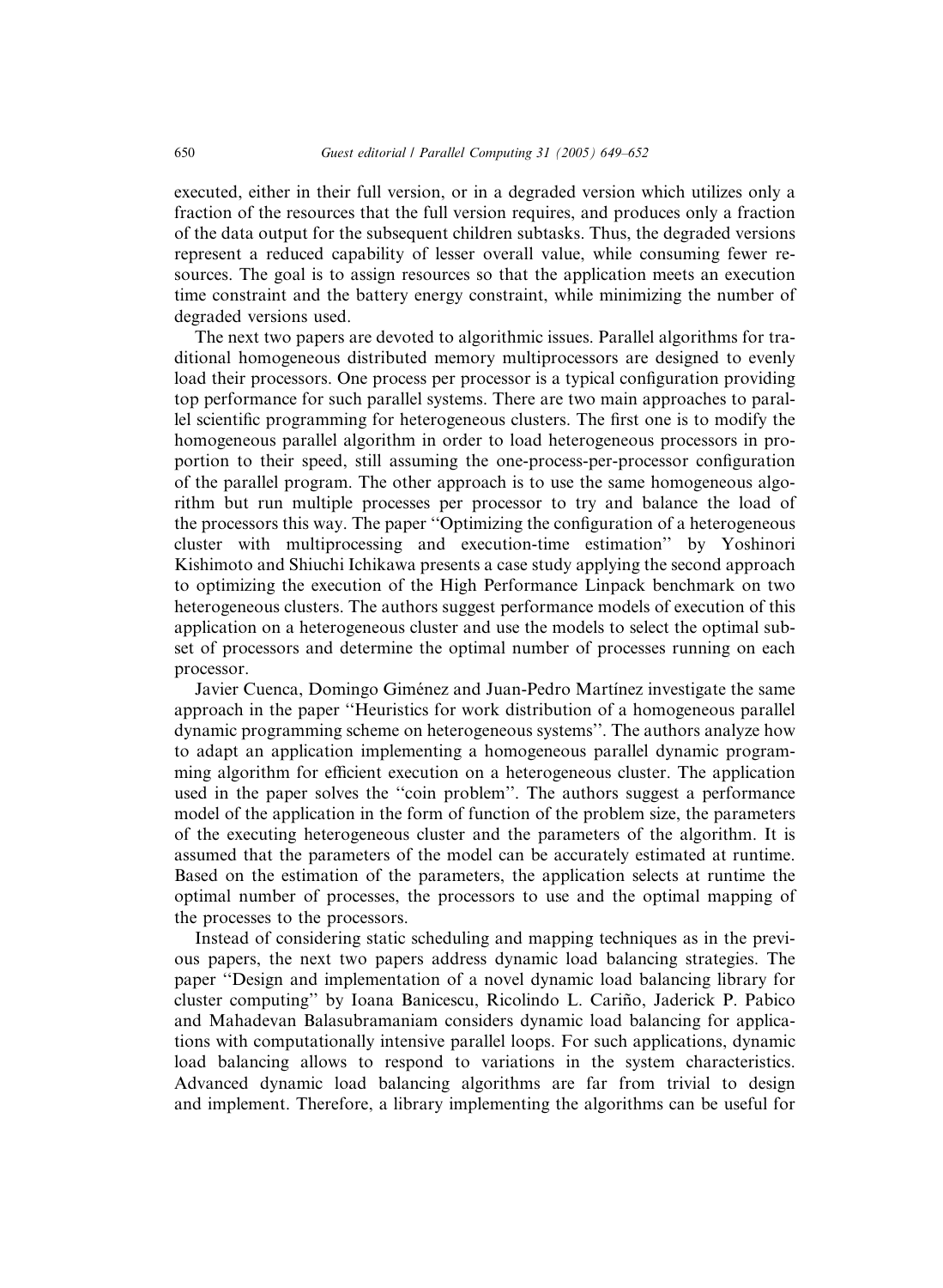executed, either in their full version, or in a degraded version which utilizes only a fraction of the resources that the full version requires, and produces only a fraction of the data output for the subsequent children subtasks. Thus, the degraded versions represent a reduced capability of lesser overall value, while consuming fewer resources. The goal is to assign resources so that the application meets an execution time constraint and the battery energy constraint, while minimizing the number of degraded versions used.

The next two papers are devoted to algorithmic issues. Parallel algorithms for traditional homogeneous distributed memory multiprocessors are designed to evenly load their processors. One process per processor is a typical configuration providing top performance for such parallel systems. There are two main approaches to parallel scientific programming for heterogeneous clusters. The first one is to modify the homogeneous parallel algorithm in order to load heterogeneous processors in proportion to their speed, still assuming the one-process-per-processor configuration of the parallel program. The other approach is to use the same homogeneous algorithm but run multiple processes per processor to try and balance the load of the processors this way. The paper "Optimizing the configuration of a heterogeneous cluster with multiprocessing and execution-time estimation" by Yoshinori Kishimoto and Shiuchi Ichikawa presents a case study applying the second approach to optimizing the execution of the High Performance Linpack benchmark on two heterogeneous clusters. The authors suggest performance models of execution of this application on a heterogeneous cluster and use the models to select the optimal subset of processors and determine the optimal number of processes running on each processor.

Javier Cuenca, Domingo Giménez and Juan-Pedro Martínez investigate the same approach in the paper "Heuristics for work distribution of a homogeneous parallel dynamic programming scheme on heterogeneous systems". The authors analyze how to adapt an application implementing a homogeneous parallel dynamic programming algorithm for efficient execution on a heterogeneous cluster. The application used in the paper solves the "coin problem". The authors suggest a performance model of the application in the form of function of the problem size, the parameters of the executing heterogeneous cluster and the parameters of the algorithm. It is assumed that the parameters of the model can be accurately estimated at runtime. Based on the estimation of the parameters, the application selects at runtime the optimal number of processes, the processors to use and the optimal mapping of the processes to the processors.

Instead of considering static scheduling and mapping techniques as in the previous papers, the next two papers address dynamic load balancing strategies. The paper "Design and implementation of a novel dynamic load balancing library for cluster computing" by Ioana Banicescu, Ricolindo L. Cariño, Jaderick P. Pabico and Mahadevan Balasubramaniam considers dynamic load balancing for applications with computationally intensive parallel loops. For such applications, dynamic load balancing allows to respond to variations in the system characteristics. Advanced dynamic load balancing algorithms are far from trivial to design and implement. Therefore, a library implementing the algorithms can be useful for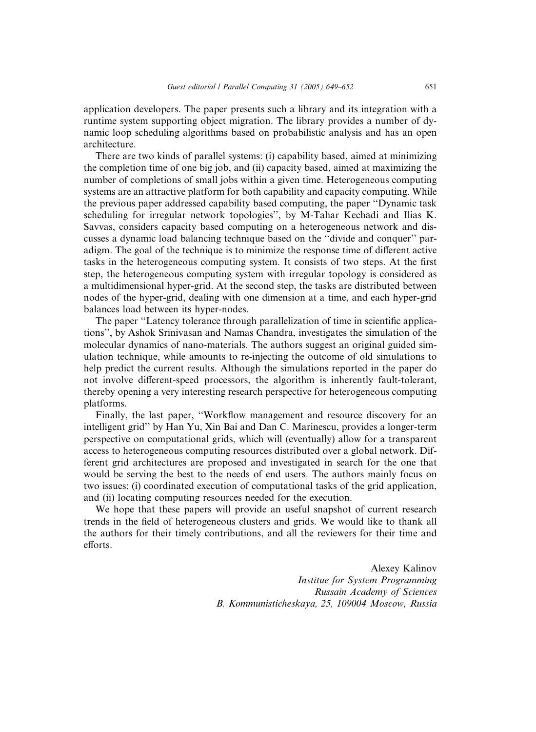application developers. The paper presents such a library and its integration with a runtime system supporting object migration. The library provides a number of dynamic loop scheduling algorithms based on probabilistic analysis and has an open architecture.

There are two kinds of parallel systems: (i) capability based, aimed at minimizing the completion time of one big job, and (ii) capacity based, aimed at maximizing the number of completions of small jobs within a given time. Heterogeneous computing systems are an attractive platform for both capability and capacity computing. While the previous paper addressed capability based computing, the paper "Dynamic task scheduling for irregular network topologies", by M-Tahar Kechadi and Ilias K. Savvas, considers capacity based computing on a heterogeneous network and discusses a dynamic load balancing technique based on the "divide and conquer" paradigm. The goal of the technique is to minimize the response time of different active tasks in the heterogeneous computing system. It consists of two steps. At the first step, the heterogeneous computing system with irregular topology is considered as a multidimensional hyper-grid. At the second step, the tasks are distributed between nodes of the hyper-grid, dealing with one dimension at a time, and each hyper-grid balances load between its hyper-nodes.

The paper "Latency tolerance through parallelization of time in scientific applications", by Ashok Srinivasan and Namas Chandra, investigates the simulation of the molecular dynamics of nano-materials. The authors suggest an original guided simulation technique, while amounts to re-injecting the outcome of old simulations to help predict the current results. Although the simulations reported in the paper do not involve different-speed processors, the algorithm is inherently fault-tolerant, thereby opening a very interesting research perspective for heterogeneous computing platforms.

Finally, the last paper, "Workflow management and resource discovery for an intelligent grid" by Han Yu, Xin Bai and Dan C. Marinescu, provides a longer-term perspective on computational grids, which will (eventually) allow for a transparent access to heterogeneous computing resources distributed over a global network. Different grid architectures are proposed and investigated in search for the one that would be serving the best to the needs of end users. The authors mainly focus on two issues: (i) coordinated execution of computational tasks of the grid application, and (ii) locating computing resources needed for the execution.

We hope that these papers will provide an useful snapshot of current research trends in the field of heterogeneous clusters and grids. We would like to thank all the authors for their timely contributions, and all the reviewers for their time and efforts.

Alexey Kalinov  
*Institue for System Programming*  
*Russain Academy of Sciences*  
*B. Kommunisticheskaya, 25, 109004 Moscow, Russia*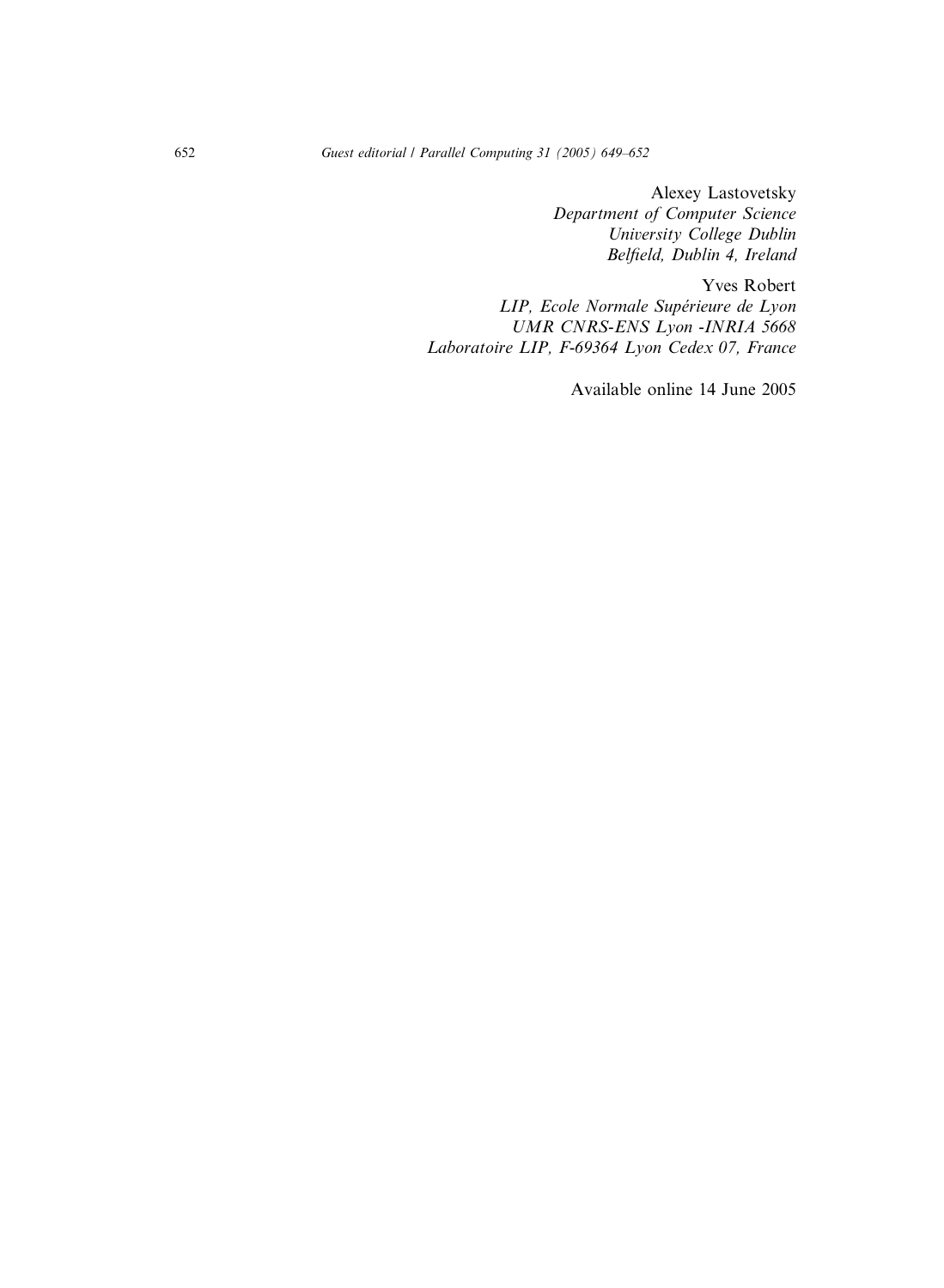Alexey Lastovetsky
*Department of Computer Science*
*University College Dublin*
*Belfield, Dublin 4, Ireland*

Yves Robert
*LIP, Ecole Normale Supérieure de Lyon*
*UMR CNRS-ENS Lyon -INRIA 5668*
*Laboratoire LIP, F-69364 Lyon Cedex 07, France*

Available online 14 June 2005